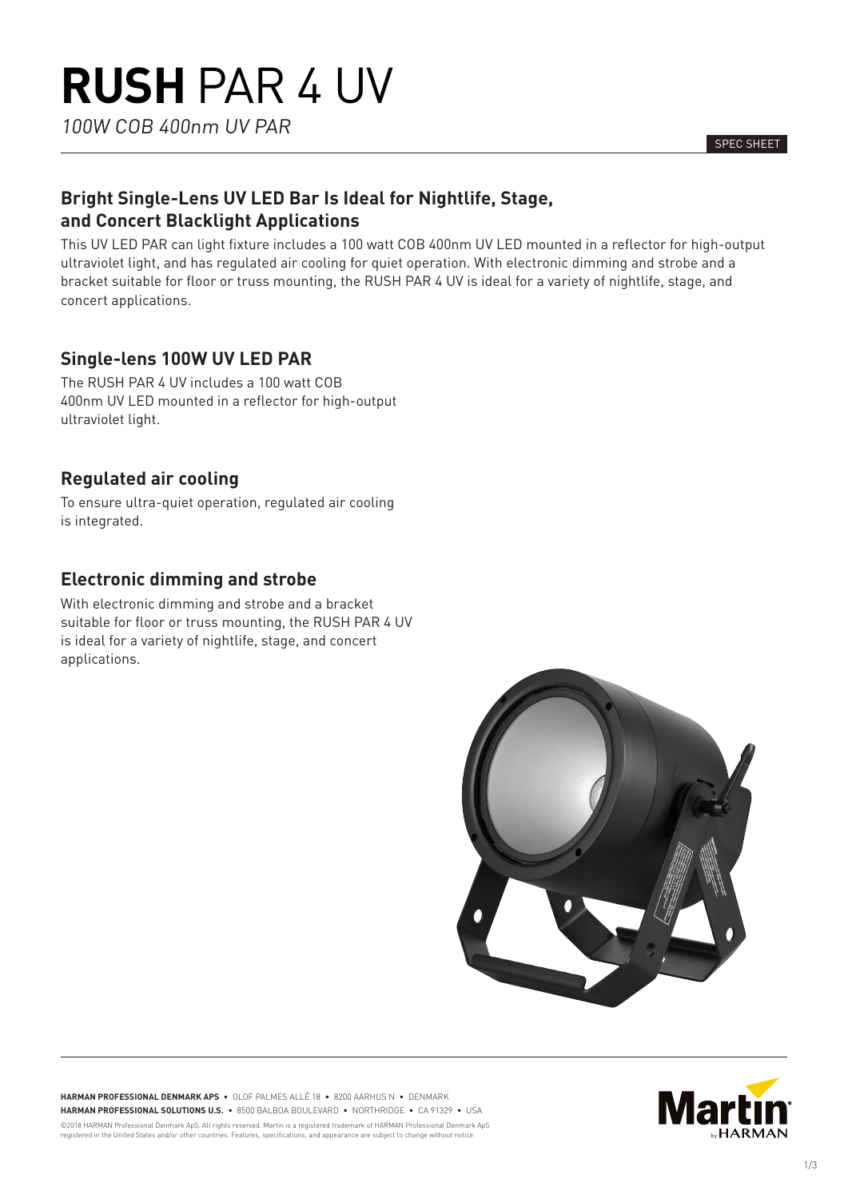# **RUSH** PAR 4 UV

*100W COB 400nm UV PAR*

SPEC SHEET

## Bright Single-Lens UV LED Bar Is Ideal for Nightlife, Stage, and Concert Blacklight Applications

This UV LED PAR can light fixture includes a 100 watt COB 400nm UV LED mounted in a reflector for high-output ultraviolet light, and has regulated air cooling for quiet operation. With electronic dimming and strobe and a bracket suitable for floor or truss mounting, the RUSH PAR 4 UV is ideal for a variety of nightlife, stage, and concert applications.

## Single-lens 100W UV LED PAR

The RUSH PAR 4 UV includes a 100 watt COB 400nm UV LED mounted in a reflector for high-output ultraviolet light.

## Regulated air cooling

To ensure ultra-quiet operation, regulated air cooling is integrated.

## Electronic dimming and strobe

With electronic dimming and strobe and a bracket suitable for floor or truss mounting, the RUSH PAR 4 UV is ideal for a variety of nightlife, stage, and concert applications.

**HARMAN PROFESSIONAL DENMARK APS** • OLOF PALMES ALLÉ 18 • 8200 AARHUS N • DENMARK
**HARMAN PROFESSIONAL SOLUTIONS U.S.** • 8500 BALBOA BOULEVARD • NORTHRIDGE • CA 91329 • USA

©2018 HARMAN Professional Denmark ApS. All rights reserved. Martin is a registered trademark of HARMAN Professional Denmark ApS registered in the United States and/or other countries. Features, specifications, and appearance are subject to change without notice.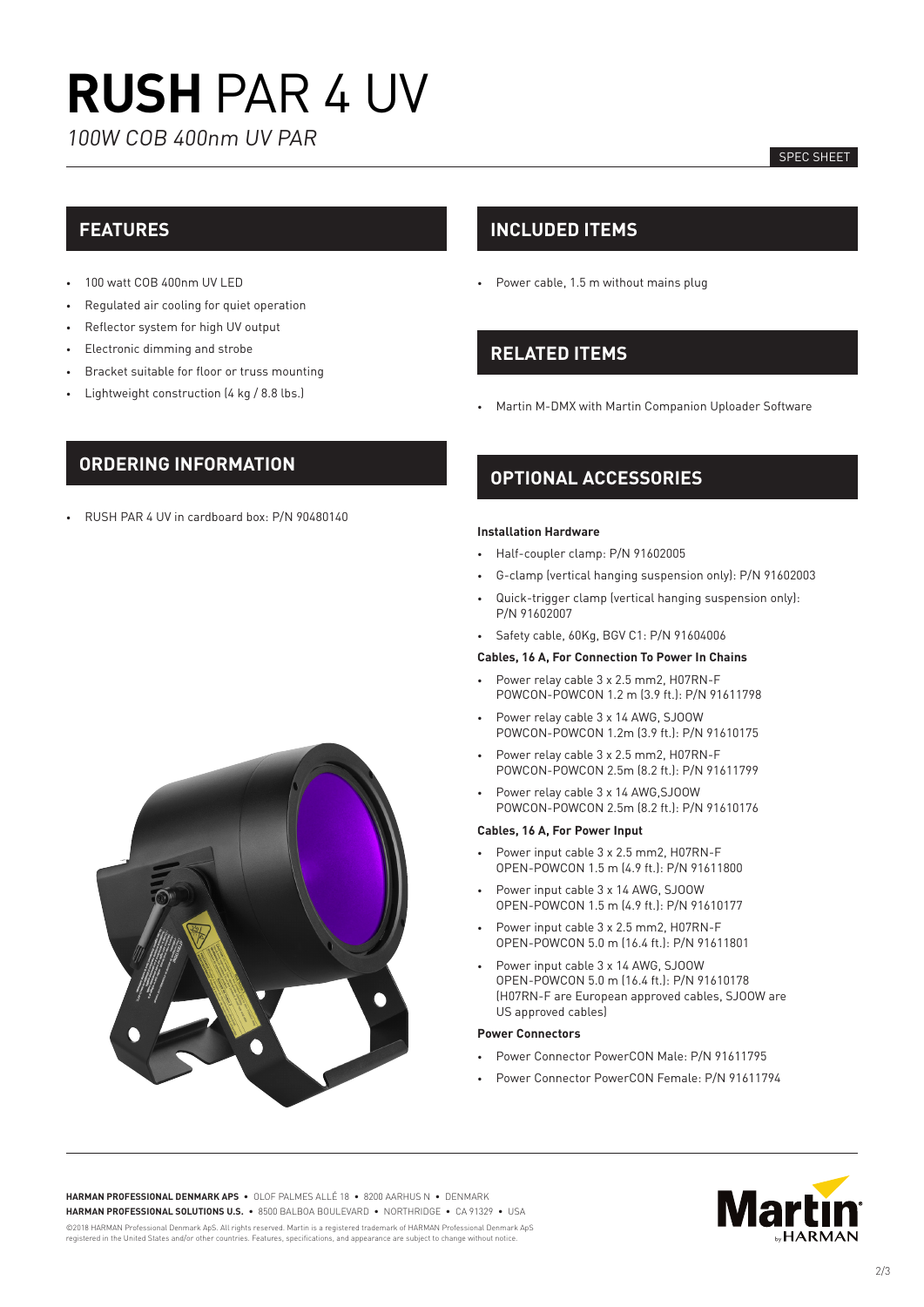# RUSH PAR 4 UV

*100W COB 400nm UV PAR*

SPEC SHEET

## FEATURES

- 100 watt COB 400nm UV LED
- Regulated air cooling for quiet operation
- Reflector system for high UV output
- Electronic dimming and strobe
- Bracket suitable for floor or truss mounting
- Lightweight construction (4 kg / 8.8 lbs.)

## ORDERING INFORMATION

- RUSH PAR 4 UV in cardboard box: P/N 90480140

## INCLUDED ITEMS

- Power cable, 1.5 m without mains plug

## RELATED ITEMS

- Martin M-DMX with Martin Companion Uploader Software

## OPTIONAL ACCESSORIES

### Installation Hardware

- Half-coupler clamp: P/N 91602005
- G-clamp (vertical hanging suspension only): P/N 91602003
- Quick-trigger clamp (vertical hanging suspension only): P/N 91602007
- Safety cable, 60Kg, BGV C1: P/N 91604006

### Cables, 16 A, For Connection To Power In Chains

- Power relay cable 3 x 2.5 mm2, H07RN-F POWCON-POWCON 1.2 m (3.9 ft.): P/N 91611798
- Power relay cable 3 x 14 AWG, SJOOW POWCON-POWCON 1.2m (3.9 ft.): P/N 91610175
- Power relay cable 3 x 2.5 mm2, H07RN-F POWCON-POWCON 2.5m (8.2 ft.): P/N 91611799
- Power relay cable 3 x 14 AWG,SJOOW POWCON-POWCON 2.5m (8.2 ft.): P/N 91610176

### Cables, 16 A, For Power Input

- Power input cable 3 x 2.5 mm2, H07RN-F OPEN-POWCON 1.5 m (4.9 ft.): P/N 91611800
- Power input cable 3 x 14 AWG, SJOOW OPEN-POWCON 1.5 m (4.9 ft.): P/N 91610177
- Power input cable 3 x 2.5 mm2, H07RN-F OPEN-POWCON 5.0 m (16.4 ft.): P/N 91611801
- Power input cable 3 x 14 AWG, SJOOW OPEN-POWCON 5.0 m (16.4 ft.): P/N 91610178 (H07RN-F are European approved cables, SJOOW are US approved cables)

### Power Connectors

- Power Connector PowerCON Male: P/N 91611795
- Power Connector PowerCON Female: P/N 91611794

**HARMAN PROFESSIONAL DENMARK APS** • OLOF PALMES ALLÉ 18 • 8200 AARHUS N • DENMARK
**HARMAN PROFESSIONAL SOLUTIONS U.S.** • 8500 BALBOA BOULEVARD • NORTHRIDGE • CA 91329 • USA

©2018 HARMAN Professional Denmark ApS. All rights reserved. Martin is a registered trademark of HARMAN Professional Denmark ApS registered in the United States and/or other countries. Features, specifications, and appearance are subject to change without notice.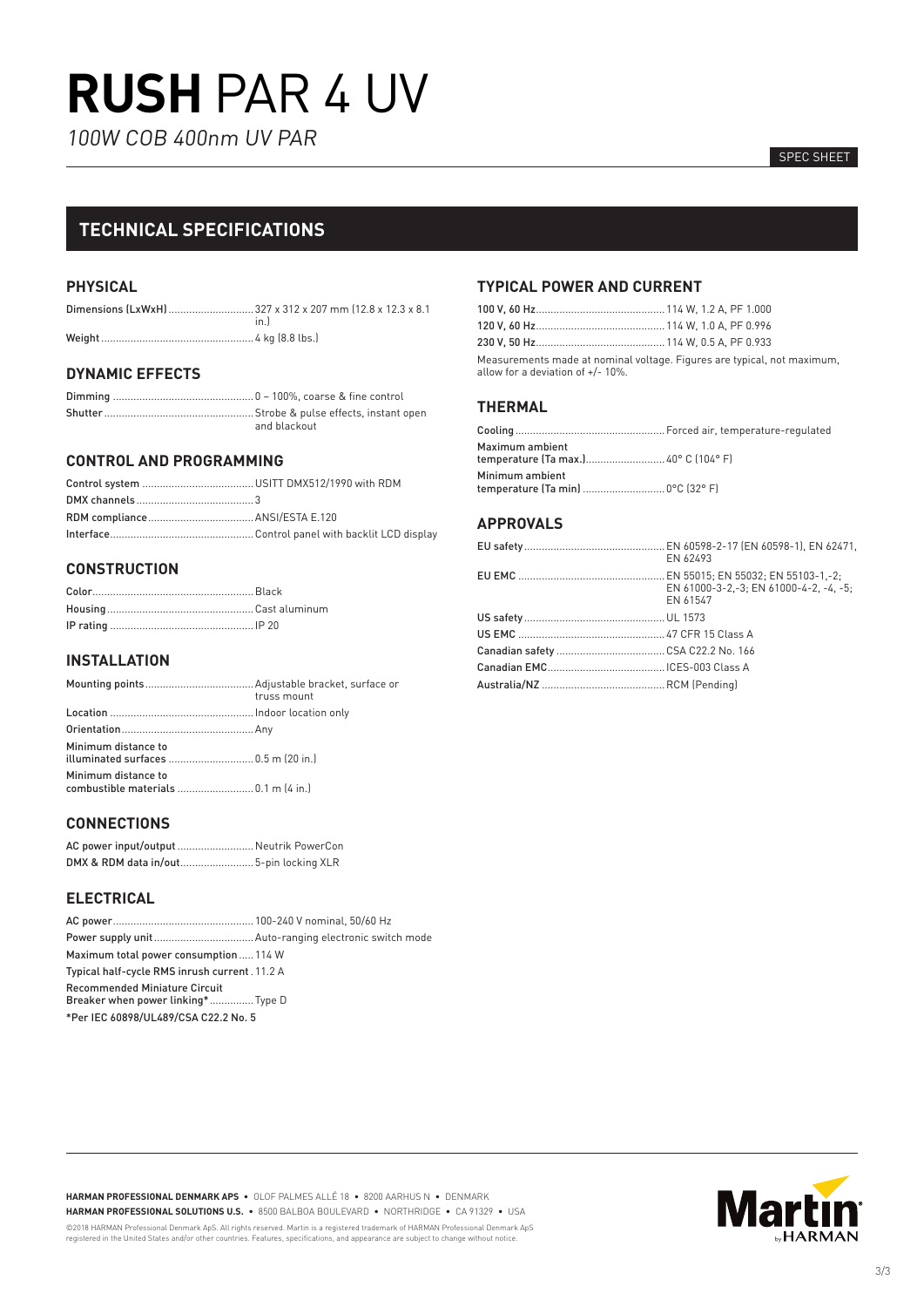# **RUSH** PAR 4 UV

*100W COB 400nm UV PAR*

SPEC SHEET

## TECHNICAL SPECIFICATIONS

### PHYSICAL

| | |
|---|---|
| Dimensions (LxWxH) | 327 x 312 x 207 mm (12.8 x 12.3 x 8.1 in.) |
| Weight | 4 kg (8.8 lbs.) |

### DYNAMIC EFFECTS

| | |
|---|---|
| Dimming | 0 – 100%, coarse & fine control |
| Shutter | Strobe & pulse effects, instant open and blackout |

### CONTROL AND PROGRAMMING

| | |
|---|---|
| Control system | USITT DMX512/1990 with RDM |
| DMX channels | 3 |
| RDM compliance | ANSI/ESTA E.120 |
| Interface | Control panel with backlit LCD display |

### CONSTRUCTION

| | |
|---|---|
| Color | Black |
| Housing | Cast aluminum |
| IP rating | IP 20 |

### INSTALLATION

| | |
|---|---|
| Mounting points | Adjustable bracket, surface or truss mount |
| Location | Indoor location only |
| Orientation | Any |
| Minimum distance to illuminated surfaces | 0.5 m (20 in.) |
| Minimum distance to combustible materials | 0.1 m (4 in.) |

### CONNECTIONS

| | |
|---|---|
| AC power input/output | Neutrik PowerCon |
| DMX & RDM data in/out | 5-pin locking XLR |

### ELECTRICAL

| | |
|---|---|
| AC power | 100-240 V nominal, 50/60 Hz |
| Power supply unit | Auto-ranging electronic switch mode |
| Maximum total power consumption | 114 W |
| Typical half-cycle RMS inrush current | 11.2 A |
| Recommended Miniature Circuit Breaker when power linking* | Type D |

*Per IEC 60898/UL489/CSA C22.2 No. 5

### TYPICAL POWER AND CURRENT

| | |
|---|---|
| 100 V, 60 Hz | 114 W, 1.2 A, PF 1.000 |
| 120 V, 60 Hz | 114 W, 1.0 A, PF 0.996 |
| 230 V, 50 Hz | 114 W, 0.5 A, PF 0.933 |

Measurements made at nominal voltage. Figures are typical, not maximum, allow for a deviation of +/- 10%.

### THERMAL

| | |
|---|---|
| Cooling | Forced air, temperature-regulated |
| Maximum ambient temperature (Ta max.) | 40° C (104° F) |
| Minimum ambient temperature (Ta min) | 0°C (32° F) |

### APPROVALS

| | |
|---|---|
| EU safety | EN 60598-2-17 (EN 60598-1), EN 62471, EN 62493 |
| EU EMC | EN 55015; EN 55032; EN 55103-1,-2; EN 61000-3-2,-3; EN 61000-4-2, -4, -5; EN 61547 |
| US safety | UL 1573 |
| US EMC | 47 CFR 15 Class A |
| Canadian safety | CSA C22.2 No. 166 |
| Canadian EMC | ICES-003 Class A |
| Australia/NZ | RCM (Pending) |

**HARMAN PROFESSIONAL DENMARK APS** • OLOF PALMES ALLÉ 18 • 8200 AARHUS N • DENMARK
**HARMAN PROFESSIONAL SOLUTIONS U.S.** • 8500 BALBOA BOULEVARD • NORTHRIDGE • CA 91329 • USA

©2018 HARMAN Professional Denmark ApS. All rights reserved. Martin is a registered trademark of HARMAN Professional Denmark ApS registered in the United States and/or other countries. Features, specifications, and appearance are subject to change without notice.

Martin by HARMAN